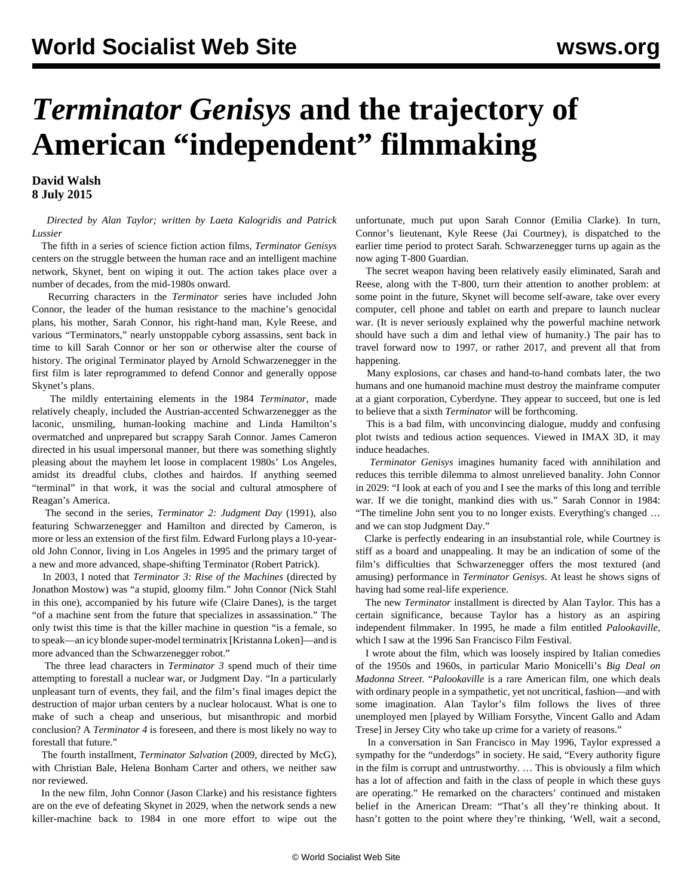# *Terminator Genisys* and the trajectory of American "independent" filmmaking

**David Walsh**
**8 July 2015**

*Directed by Alan Taylor; written by Laeta Kalogridis and Patrick Lussier*

The fifth in a series of science fiction action films, *Terminator Genisys* centers on the struggle between the human race and an intelligent machine network, Skynet, bent on wiping it out. The action takes place over a number of decades, from the mid-1980s onward.

Recurring characters in the *Terminator* series have included John Connor, the leader of the human resistance to the machine's genocidal plans, his mother, Sarah Connor, his right-hand man, Kyle Reese, and various "Terminators," nearly unstoppable cyborg assassins, sent back in time to kill Sarah Connor or her son or otherwise alter the course of history. The original Terminator played by Arnold Schwarzenegger in the first film is later reprogrammed to defend Connor and generally oppose Skynet's plans.

The mildly entertaining elements in the 1984 *Terminator*, made relatively cheaply, included the Austrian-accented Schwarzenegger as the laconic, unsmiling, human-looking machine and Linda Hamilton's overmatched and unprepared but scrappy Sarah Connor. James Cameron directed in his usual impersonal manner, but there was something slightly pleasing about the mayhem let loose in complacent 1980s' Los Angeles, amidst its dreadful clubs, clothes and hairdos. If anything seemed "terminal" in that work, it was the social and cultural atmosphere of Reagan's America.

The second in the series, *Terminator 2: Judgment Day* (1991), also featuring Schwarzenegger and Hamilton and directed by Cameron, is more or less an extension of the first film. Edward Furlong plays a 10-year-old John Connor, living in Los Angeles in 1995 and the primary target of a new and more advanced, shape-shifting Terminator (Robert Patrick).

In 2003, I noted that *Terminator 3: Rise of the Machines* (directed by Jonathon Mostow) was "a stupid, gloomy film." John Connor (Nick Stahl in this one), accompanied by his future wife (Claire Danes), is the target "of a machine sent from the future that specializes in assassination." The only twist this time is that the killer machine in question "is a female, so to speak—an icy blonde super-model terminatrix [Kristanna Loken]—and is more advanced than the Schwarzenegger robot."

The three lead characters in *Terminator 3* spend much of their time attempting to forestall a nuclear war, or Judgment Day. "In a particularly unpleasant turn of events, they fail, and the film's final images depict the destruction of major urban centers by a nuclear holocaust. What is one to make of such a cheap and unserious, but misanthropic and morbid conclusion? A *Terminator 4* is foreseen, and there is most likely no way to forestall that future."

The fourth installment, *Terminator Salvation* (2009, directed by McG), with Christian Bale, Helena Bonham Carter and others, we neither saw nor reviewed.

In the new film, John Connor (Jason Clarke) and his resistance fighters are on the eve of defeating Skynet in 2029, when the network sends a new killer-machine back to 1984 in one more effort to wipe out the unfortunate, much put upon Sarah Connor (Emilia Clarke). In turn, Connor's lieutenant, Kyle Reese (Jai Courtney), is dispatched to the earlier time period to protect Sarah. Schwarzenegger turns up again as the now aging T-800 Guardian.

The secret weapon having been relatively easily eliminated, Sarah and Reese, along with the T-800, turn their attention to another problem: at some point in the future, Skynet will become self-aware, take over every computer, cell phone and tablet on earth and prepare to launch nuclear war. (It is never seriously explained why the powerful machine network should have such a dim and lethal view of humanity.) The pair has to travel forward now to 1997, or rather 2017, and prevent all that from happening.

Many explosions, car chases and hand-to-hand combats later, the two humans and one humanoid machine must destroy the mainframe computer at a giant corporation, Cyberdyne. They appear to succeed, but one is led to believe that a sixth *Terminator* will be forthcoming.

This is a bad film, with unconvincing dialogue, muddy and confusing plot twists and tedious action sequences. Viewed in IMAX 3D, it may induce headaches.

*Terminator Genisys* imagines humanity faced with annihilation and reduces this terrible dilemma to almost unrelieved banality. John Connor in 2029: "I look at each of you and I see the marks of this long and terrible war. If we die tonight, mankind dies with us." Sarah Connor in 1984: "The timeline John sent you to no longer exists. Everything's changed … and we can stop Judgment Day."

Clarke is perfectly endearing in an insubstantial role, while Courtney is stiff as a board and unappealing. It may be an indication of some of the film's difficulties that Schwarzenegger offers the most textured (and amusing) performance in *Terminator Genisys*. At least he shows signs of having had some real-life experience.

The new *Terminator* installment is directed by Alan Taylor. This has a certain significance, because Taylor has a history as an aspiring independent filmmaker. In 1995, he made a film entitled *Palookaville*, which I saw at the 1996 San Francisco Film Festival.

I wrote about the film, which was loosely inspired by Italian comedies of the 1950s and 1960s, in particular Mario Monicelli's *Big Deal on Madonna Street*. "*Palookaville* is a rare American film, one which deals with ordinary people in a sympathetic, yet not uncritical, fashion—and with some imagination. Alan Taylor's film follows the lives of three unemployed men [played by William Forsythe, Vincent Gallo and Adam Trese] in Jersey City who take up crime for a variety of reasons."

In a conversation in San Francisco in May 1996, Taylor expressed a sympathy for the "underdogs" in society. He said, "Every authority figure in the film is corrupt and untrustworthy. … This is obviously a film which has a lot of affection and faith in the class of people in which these guys are operating." He remarked on the characters' continued and mistaken belief in the American Dream: "That's all they're thinking about. It hasn't gotten to the point where they're thinking, 'Well, wait a second,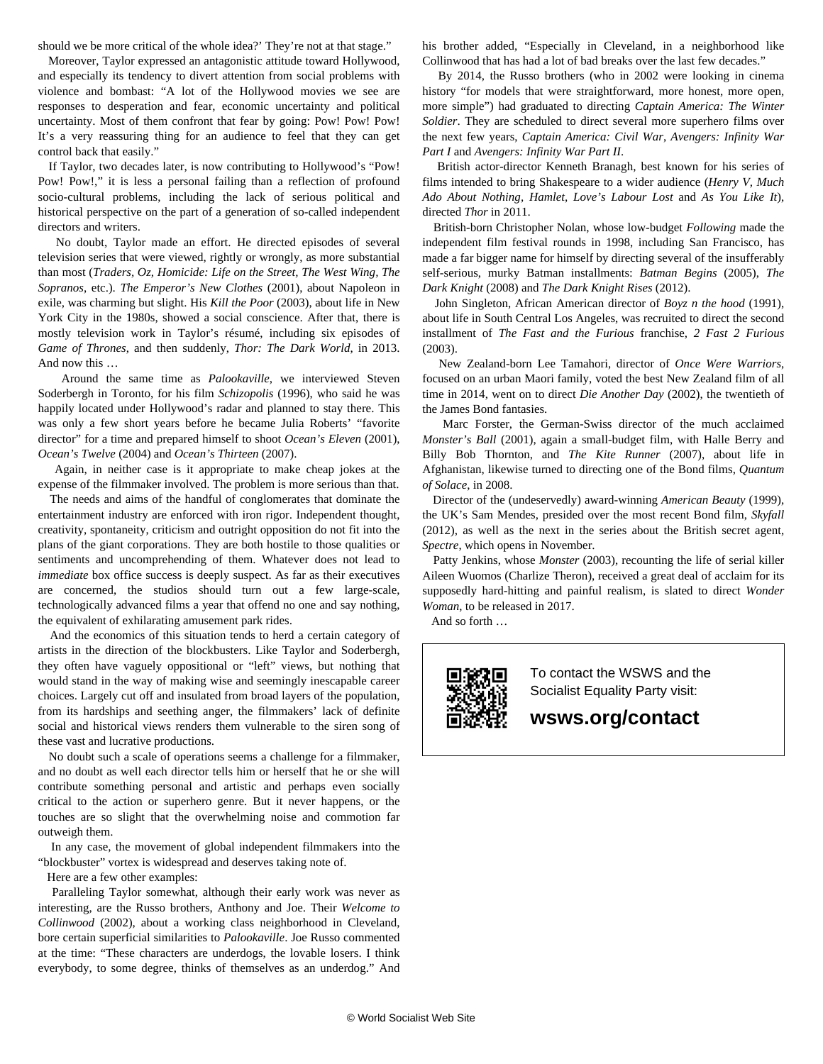should we be more critical of the whole idea?' They're not at that stage."

Moreover, Taylor expressed an antagonistic attitude toward Hollywood, and especially its tendency to divert attention from social problems with violence and bombast: "A lot of the Hollywood movies we see are responses to desperation and fear, economic uncertainty and political uncertainty. Most of them confront that fear by going: Pow! Pow! Pow! It's a very reassuring thing for an audience to feel that they can get control back that easily."

If Taylor, two decades later, is now contributing to Hollywood's "Pow! Pow! Pow!," it is less a personal failing than a reflection of profound socio-cultural problems, including the lack of serious political and historical perspective on the part of a generation of so-called independent directors and writers.

No doubt, Taylor made an effort. He directed episodes of several television series that were viewed, rightly or wrongly, as more substantial than most (*Traders*, *Oz*, *Homicide: Life on the Street*, *The West Wing*, *The Sopranos*, etc.). *The Emperor's New Clothes* (2001), about Napoleon in exile, was charming but slight. His *Kill the Poor* (2003), about life in New York City in the 1980s, showed a social conscience. After that, there is mostly television work in Taylor's résumé, including six episodes of *Game of Thrones*, and then suddenly, *Thor: The Dark World*, in 2013. And now this …

Around the same time as *Palookaville*, we interviewed Steven Soderbergh in Toronto, for his film *Schizopolis* (1996), who said he was happily located under Hollywood's radar and planned to stay there. This was only a few short years before he became Julia Roberts' "favorite director" for a time and prepared himself to shoot *Ocean's Eleven* (2001), *Ocean's Twelve* (2004) and *Ocean's Thirteen* (2007).

Again, in neither case is it appropriate to make cheap jokes at the expense of the filmmaker involved. The problem is more serious than that.

The needs and aims of the handful of conglomerates that dominate the entertainment industry are enforced with iron rigor. Independent thought, creativity, spontaneity, criticism and outright opposition do not fit into the plans of the giant corporations. They are both hostile to those qualities or sentiments and uncomprehending of them. Whatever does not lead to *immediate* box office success is deeply suspect. As far as their executives are concerned, the studios should turn out a few large-scale, technologically advanced films a year that offend no one and say nothing, the equivalent of exhilarating amusement park rides.

And the economics of this situation tends to herd a certain category of artists in the direction of the blockbusters. Like Taylor and Soderbergh, they often have vaguely oppositional or "left" views, but nothing that would stand in the way of making wise and seemingly inescapable career choices. Largely cut off and insulated from broad layers of the population, from its hardships and seething anger, the filmmakers' lack of definite social and historical views renders them vulnerable to the siren song of these vast and lucrative productions.

No doubt such a scale of operations seems a challenge for a filmmaker, and no doubt as well each director tells him or herself that he or she will contribute something personal and artistic and perhaps even socially critical to the action or superhero genre. But it never happens, or the touches are so slight that the overwhelming noise and commotion far outweigh them.

In any case, the movement of global independent filmmakers into the "blockbuster" vortex is widespread and deserves taking note of.

Here are a few other examples:

Paralleling Taylor somewhat, although their early work was never as interesting, are the Russo brothers, Anthony and Joe. Their *Welcome to Collinwood* (2002), about a working class neighborhood in Cleveland, bore certain superficial similarities to *Palookaville*. Joe Russo commented at the time: "These characters are underdogs, the lovable losers. I think everybody, to some degree, thinks of themselves as an underdog." And his brother added, "Especially in Cleveland, in a neighborhood like Collinwood that has had a lot of bad breaks over the last few decades."

By 2014, the Russo brothers (who in 2002 were looking in cinema history "for models that were straightforward, more honest, more open, more simple") had graduated to directing *Captain America: The Winter Soldier*. They are scheduled to direct several more superhero films over the next few years, *Captain America: Civil War*, *Avengers: Infinity War Part I* and *Avengers: Infinity War Part II*.

British actor-director Kenneth Branagh, best known for his series of films intended to bring Shakespeare to a wider audience (*Henry V*, *Much Ado About Nothing*, *Hamlet*, *Love's Labour Lost* and *As You Like It*), directed *Thor* in 2011.

British-born Christopher Nolan, whose low-budget *Following* made the independent film festival rounds in 1998, including San Francisco, has made a far bigger name for himself by directing several of the insufferably self-serious, murky Batman installments: *Batman Begins* (2005), *The Dark Knight* (2008) and *The Dark Knight Rises* (2012).

John Singleton, African American director of *Boyz n the hood* (1991), about life in South Central Los Angeles, was recruited to direct the second installment of *The Fast and the Furious* franchise, *2 Fast 2 Furious* (2003).

New Zealand-born Lee Tamahori, director of *Once Were Warriors*, focused on an urban Maori family, voted the best New Zealand film of all time in 2014, went on to direct *Die Another Day* (2002), the twentieth of the James Bond fantasies.

Marc Forster, the German-Swiss director of the much acclaimed *Monster's Ball* (2001), again a small-budget film, with Halle Berry and Billy Bob Thornton, and *The Kite Runner* (2007), about life in Afghanistan, likewise turned to directing one of the Bond films, *Quantum of Solace*, in 2008.

Director of the (undeservedly) award-winning *American Beauty* (1999), the UK's Sam Mendes, presided over the most recent Bond film, *Skyfall* (2012), as well as the next in the series about the British secret agent, *Spectre*, which opens in November.

Patty Jenkins, whose *Monster* (2003), recounting the life of serial killer Aileen Wuomos (Charlize Theron), received a great deal of acclaim for its supposedly hard-hitting and painful realism, is slated to direct *Wonder Woman*, to be released in 2017.

And so forth …

To contact the WSWS and the Socialist Equality Party visit:

**wsws.org/contact**